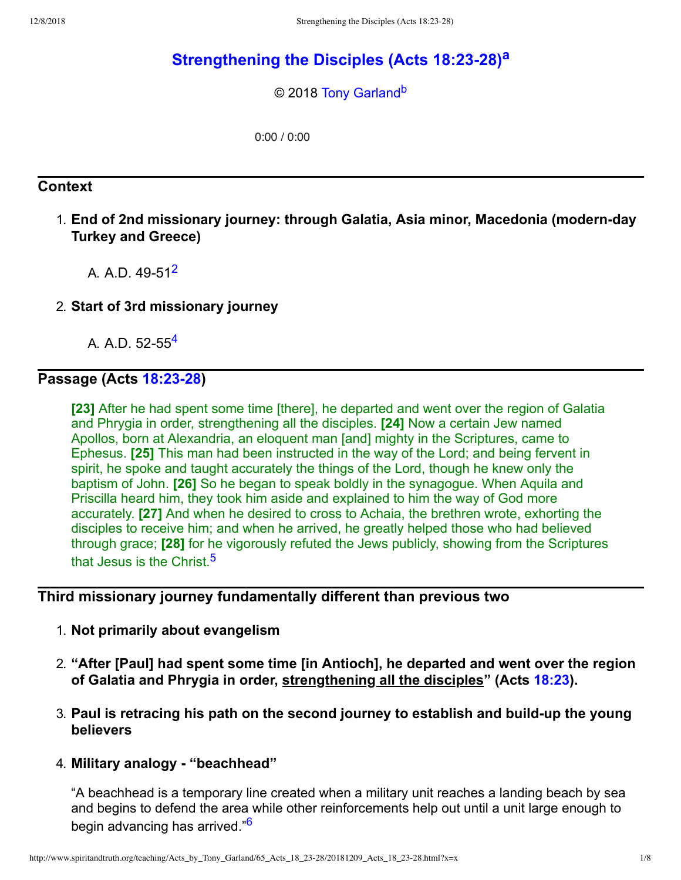# Strengthening the Disciples (Acts 18:23-28)[a]

© 2018 Tony Garland[b]

0:00 / 0:00

## Context

1. **End of 2nd missionary journey: through Galatia, Asia minor, Macedonia (modern-day Turkey and Greece)**

   A. A.D. 49-51[2]

2. **Start of 3rd missionary journey**

   A. A.D. 52-55[4]

## Passage (Acts 18:23-28)

**[23]** After he had spent some time [there], he departed and went over the region of Galatia and Phrygia in order, strengthening all the disciples. **[24]** Now a certain Jew named Apollos, born at Alexandria, an eloquent man [and] mighty in the Scriptures, came to Ephesus. **[25]** This man had been instructed in the way of the Lord; and being fervent in spirit, he spoke and taught accurately the things of the Lord, though he knew only the baptism of John. **[26]** So he began to speak boldly in the synagogue. When Aquila and Priscilla heard him, they took him aside and explained to him the way of God more accurately. **[27]** And when he desired to cross to Achaia, the brethren wrote, exhorting the disciples to receive him; and when he arrived, he greatly helped those who had believed through grace; **[28]** for he vigorously refuted the Jews publicly, showing from the Scriptures that Jesus is the Christ.[5]

## Third missionary journey fundamentally different than previous two

1. **Not primarily about evangelism**

2. **"After [Paul] had spent some time [in Antioch], he departed and went over the region of Galatia and Phrygia in order, strengthening all the disciples" (Acts 18:23).**

3. **Paul is retracing his path on the second journey to establish and build-up the young believers**

4. **Military analogy - "beachhead"**

   "A beachhead is a temporary line created when a military unit reaches a landing beach by sea and begins to defend the area while other reinforcements help out until a unit large enough to begin advancing has arrived."[6]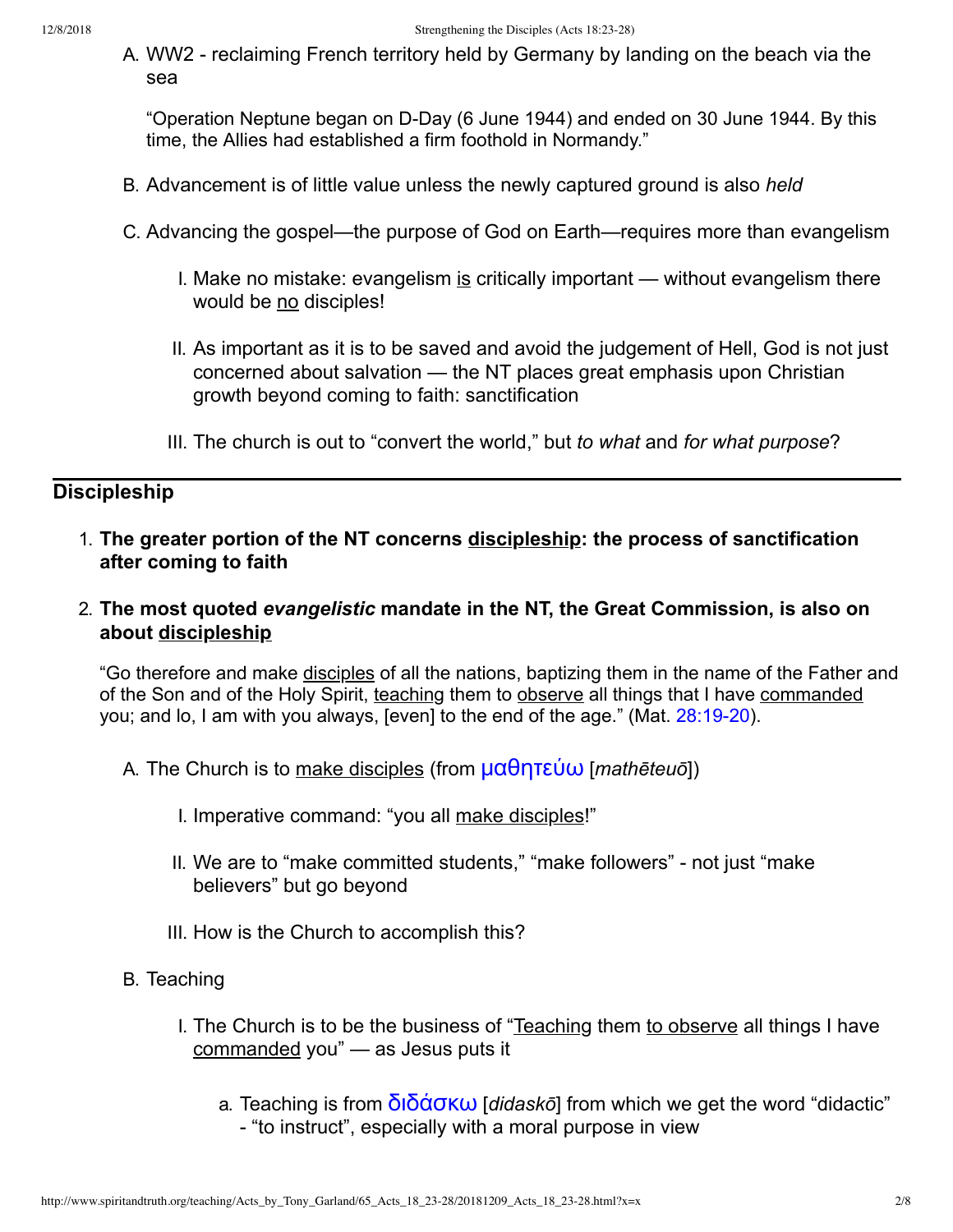A. WW2 - reclaiming French territory held by Germany by landing on the beach via the sea

   "Operation Neptune began on D-Day (6 June 1944) and ended on 30 June 1944. By this time, the Allies had established a firm foothold in Normandy."

B. Advancement is of little value unless the newly captured ground is also *held*

C. Advancing the gospel—the purpose of God on Earth—requires more than evangelism

   I. Make no mistake: evangelism is critically important — without evangelism there would be no disciples!

   II. As important as it is to be saved and avoid the judgement of Hell, God is not just concerned about salvation — the NT places great emphasis upon Christian growth beyond coming to faith: sanctification

   III. The church is out to "convert the world," but *to what* and *for what purpose*?

## Discipleship

1. **The greater portion of the NT concerns discipleship: the process of sanctification after coming to faith**

2. **The most quoted *evangelistic* mandate in the NT, the Great Commission, is also on about discipleship**

   "Go therefore and make disciples of all the nations, baptizing them in the name of the Father and of the Son and of the Holy Spirit, teaching them to observe all things that I have commanded you; and lo, I am with you always, [even] to the end of the age." (Mat. 28:19-20).

   A. The Church is to make disciples (from μαθητεύω [*mathēteuō*])

      I. Imperative command: "you all make disciples!"

      II. We are to "make committed students," "make followers" - not just "make believers" but go beyond

      III. How is the Church to accomplish this?

   B. Teaching

      I. The Church is to be the business of "Teaching them to observe all things I have commanded you" — as Jesus puts it

         a. Teaching is from διδάσκω [*didaskō*] from which we get the word "didactic" - "to instruct", especially with a moral purpose in view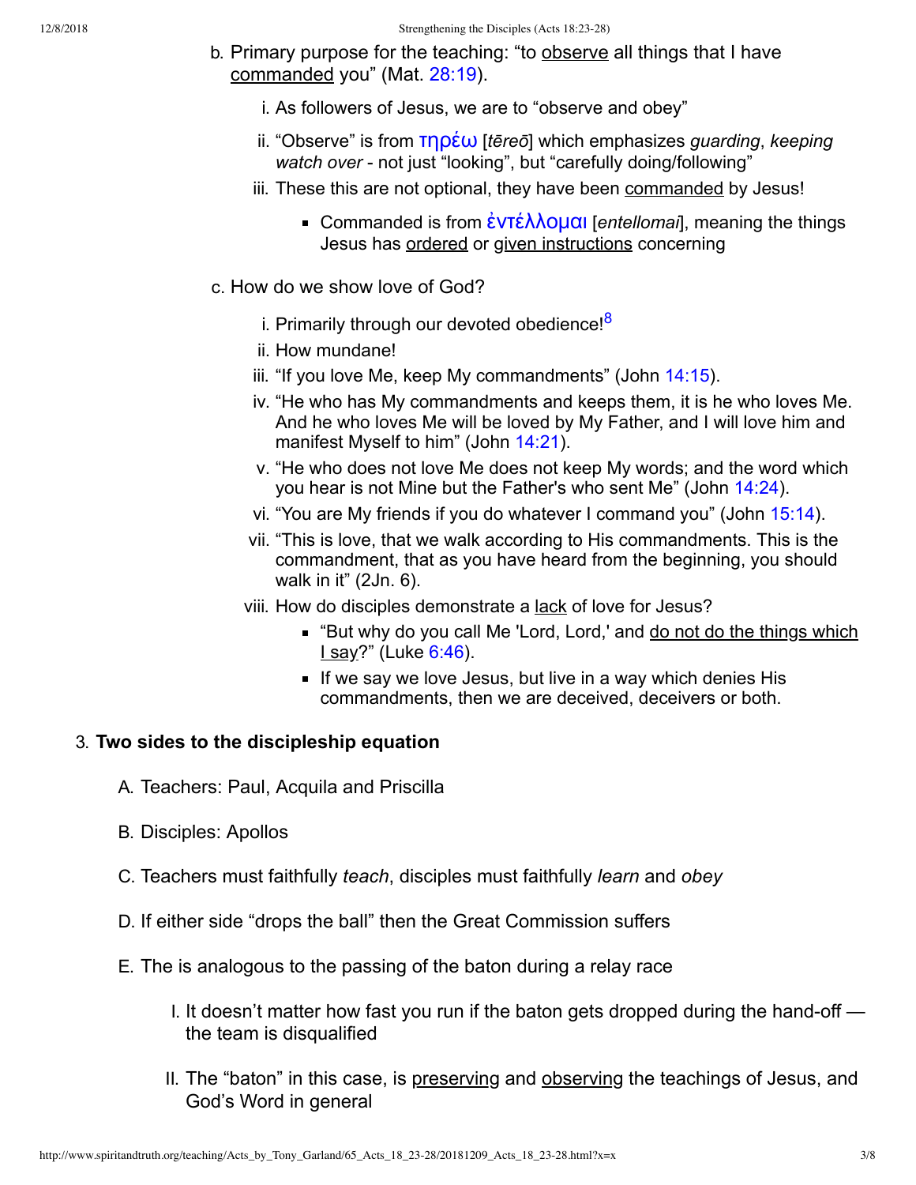b. Primary purpose for the teaching: "to observe all things that I have commanded you" (Mat. 28:19).

   i. As followers of Jesus, we are to "observe and obey"

   ii. "Observe" is from τηρέω [*tēreō*] which emphasizes *guarding*, *keeping watch over* - not just "looking", but "carefully doing/following"

   iii. These this are not optional, they have been commanded by Jesus!

      - Commanded is from ἐντέλλομαι [*entellomai*], meaning the things Jesus has ordered or given instructions concerning

c. How do we show love of God?

   i. Primarily through our devoted obedience![8]

   ii. How mundane!

   iii. "If you love Me, keep My commandments" (John 14:15).

   iv. "He who has My commandments and keeps them, it is he who loves Me. And he who loves Me will be loved by My Father, and I will love him and manifest Myself to him" (John 14:21).

   v. "He who does not love Me does not keep My words; and the word which you hear is not Mine but the Father's who sent Me" (John 14:24).

   vi. "You are My friends if you do whatever I command you" (John 15:14).

   vii. "This is love, that we walk according to His commandments. This is the commandment, that as you have heard from the beginning, you should walk in it" (2Jn. 6).

   viii. How do disciples demonstrate a lack of love for Jesus?

      - "But why do you call Me 'Lord, Lord,' and do not do the things which I say?" (Luke 6:46).
      - If we say we love Jesus, but live in a way which denies His commandments, then we are deceived, deceivers or both.

3. **Two sides to the discipleship equation**

   A. Teachers: Paul, Acquila and Priscilla

   B. Disciples: Apollos

   C. Teachers must faithfully *teach*, disciples must faithfully *learn* and *obey*

   D. If either side "drops the ball" then the Great Commission suffers

   E. The is analogous to the passing of the baton during a relay race

      I. It doesn't matter how fast you run if the baton gets dropped during the hand-off — the team is disqualified

      II. The "baton" in this case, is preserving and observing the teachings of Jesus, and God's Word in general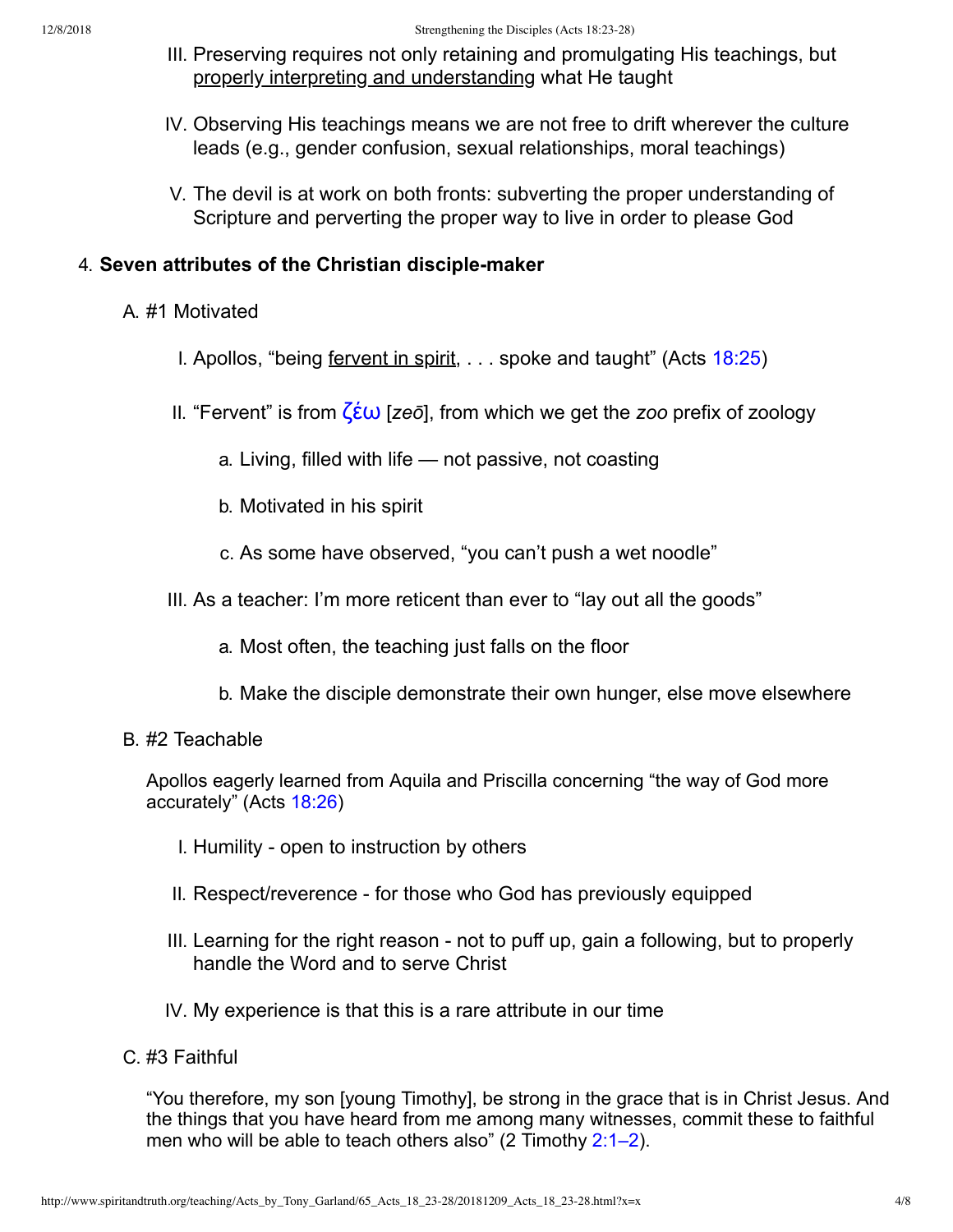III. Preserving requires not only retaining and promulgating His teachings, but <u>properly interpreting and understanding</u> what He taught

IV. Observing His teachings means we are not free to drift wherever the culture leads (e.g., gender confusion, sexual relationships, moral teachings)

V. The devil is at work on both fronts: subverting the proper understanding of Scripture and perverting the proper way to live in order to please God

4. **Seven attributes of the Christian disciple-maker**

   A. #1 Motivated

      I. Apollos, “being <u>fervent in spirit</u>, . . . spoke and taught” (Acts 18:25)

      II. “Fervent” is from ζέω [*zeō*], from which we get the *zoo* prefix of zoology

         a. Living, filled with life — not passive, not coasting

         b. Motivated in his spirit

         c. As some have observed, “you can’t push a wet noodle”

      III. As a teacher: I’m more reticent than ever to “lay out all the goods”

         a. Most often, the teaching just falls on the floor

         b. Make the disciple demonstrate their own hunger, else move elsewhere

   B. #2 Teachable

   Apollos eagerly learned from Aquila and Priscilla concerning “the way of God more accurately” (Acts 18:26)

      I. Humility - open to instruction by others

      II. Respect/reverence - for those who God has previously equipped

      III. Learning for the right reason - not to puff up, gain a following, but to properly handle the Word and to serve Christ

      IV. My experience is that this is a rare attribute in our time

   C. #3 Faithful

   “You therefore, my son [young Timothy], be strong in the grace that is in Christ Jesus. And the things that you have heard from me among many witnesses, commit these to faithful men who will be able to teach others also” (2 Timothy 2:1–2).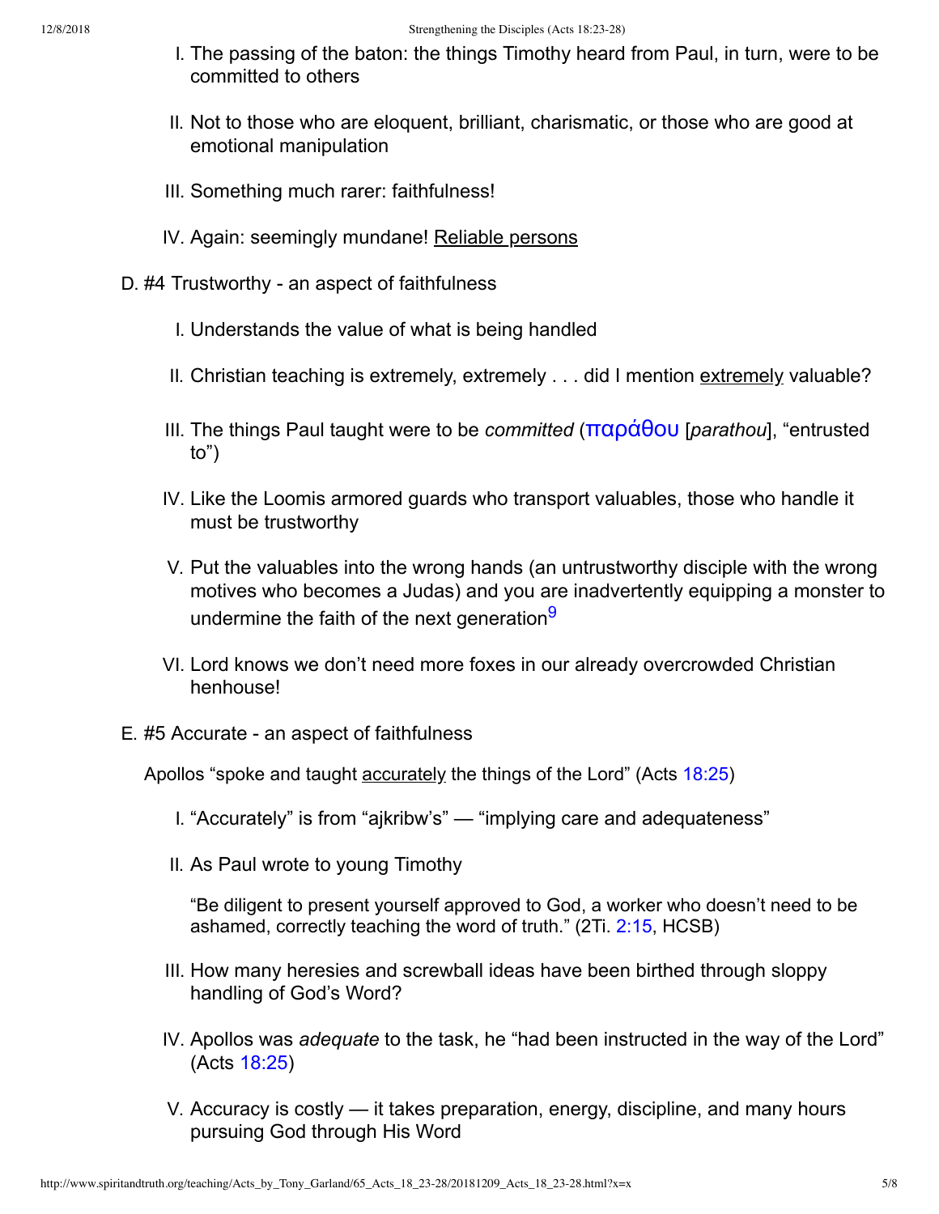I. The passing of the baton: the things Timothy heard from Paul, in turn, were to be committed to others

II. Not to those who are eloquent, brilliant, charismatic, or those who are good at emotional manipulation

III. Something much rarer: faithfulness!

IV. Again: seemingly mundane! Reliable persons

D. #4 Trustworthy - an aspect of faithfulness

I. Understands the value of what is being handled

II. Christian teaching is extremely, extremely . . . did I mention extremely valuable?

III. The things Paul taught were to be *committed* (παράθου [*parathou*], “entrusted to”)

IV. Like the Loomis armored guards who transport valuables, those who handle it must be trustworthy

V. Put the valuables into the wrong hands (an untrustworthy disciple with the wrong motives who becomes a Judas) and you are inadvertently equipping a monster to undermine the faith of the next generation[9]

VI. Lord knows we don’t need more foxes in our already overcrowded Christian henhouse!

E. #5 Accurate - an aspect of faithfulness

Apollos “spoke and taught accurately the things of the Lord” (Acts 18:25)

I. “Accurately” is from “ajkribw’s” — “implying care and adequateness”

II. As Paul wrote to young Timothy

“Be diligent to present yourself approved to God, a worker who doesn’t need to be ashamed, correctly teaching the word of truth.” (2Ti. 2:15, HCSB)

III. How many heresies and screwball ideas have been birthed through sloppy handling of God’s Word?

IV. Apollos was *adequate* to the task, he “had been instructed in the way of the Lord” (Acts 18:25)

V. Accuracy is costly — it takes preparation, energy, discipline, and many hours pursuing God through His Word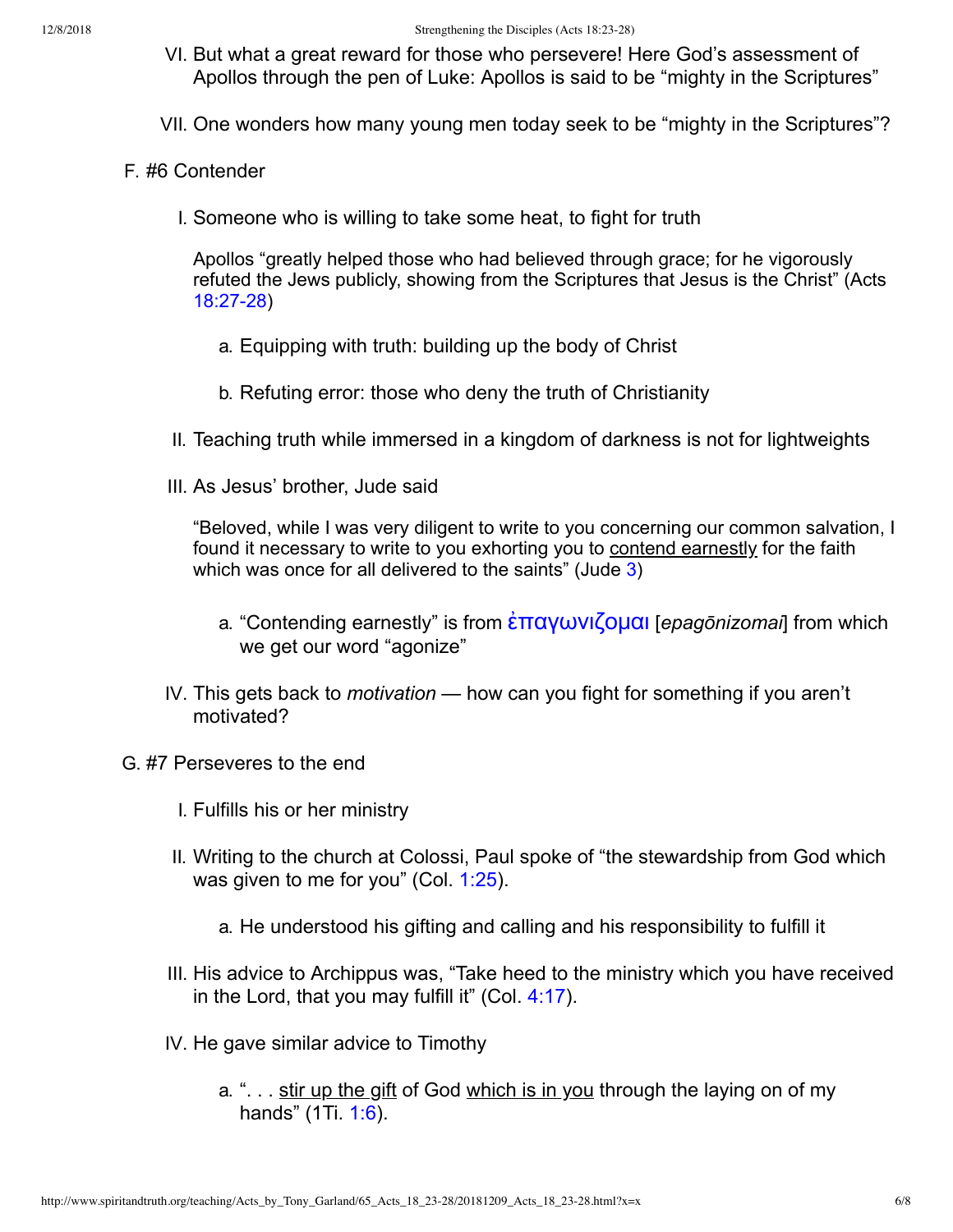VI. But what a great reward for those who persevere! Here God's assessment of Apollos through the pen of Luke: Apollos is said to be "mighty in the Scriptures"

VII. One wonders how many young men today seek to be "mighty in the Scriptures"?

F. #6 Contender

I. Someone who is willing to take some heat, to fight for truth

Apollos "greatly helped those who had believed through grace; for he vigorously refuted the Jews publicly, showing from the Scriptures that Jesus is the Christ" (Acts 18:27-28)

a. Equipping with truth: building up the body of Christ

b. Refuting error: those who deny the truth of Christianity

II. Teaching truth while immersed in a kingdom of darkness is not for lightweights

III. As Jesus' brother, Jude said

"Beloved, while I was very diligent to write to you concerning our common salvation, I found it necessary to write to you exhorting you to <u>contend earnestly</u> for the faith which was once for all delivered to the saints" (Jude 3)

a. "Contending earnestly" is from ἐπαγωνιζομαι [*epagōnizomai*] from which we get our word "agonize"

IV. This gets back to *motivation* — how can you fight for something if you aren't motivated?

G. #7 Perseveres to the end

I. Fulfills his or her ministry

II. Writing to the church at Colossi, Paul spoke of "the stewardship from God which was given to me for you" (Col. 1:25).

a. He understood his gifting and calling and his responsibility to fulfill it

III. His advice to Archippus was, "Take heed to the ministry which you have received in the Lord, that you may fulfill it" (Col. 4:17).

IV. He gave similar advice to Timothy

a. ". . . <u>stir up the gift</u> of God <u>which is in you</u> through the laying on of my hands" (1Ti. 1:6).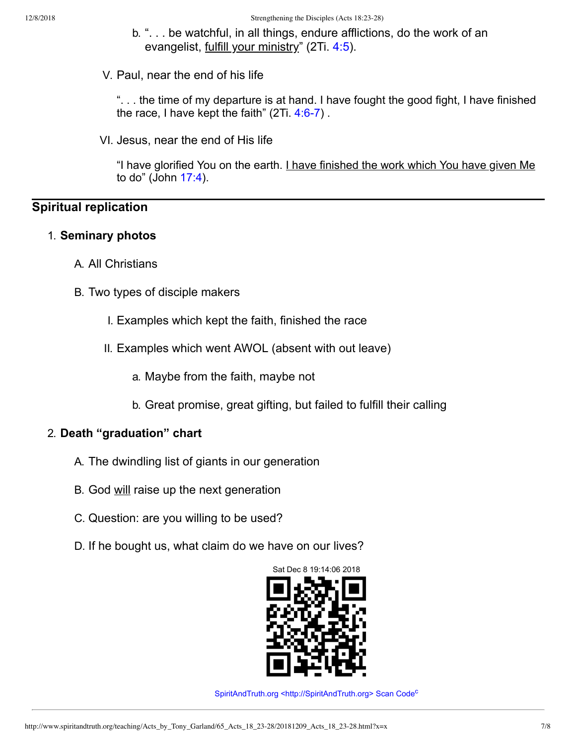b. ". . . be watchful, in all things, endure afflictions, do the work of an evangelist, <u>fulfill your ministry</u>" (2Ti. 4:5).

V. Paul, near the end of his life

". . . the time of my departure is at hand. I have fought the good fight, I have finished the race, I have kept the faith" (2Ti. 4:6-7) .

VI. Jesus, near the end of His life

"I have glorified You on the earth. <u>I have finished the work which You have given Me</u> to do" (John 17:4).

---

## Spiritual replication

1. **Seminary photos**

    A. All Christians

    B. Two types of disciple makers

    I. Examples which kept the faith, finished the race

    II. Examples which went AWOL (absent with out leave)

    a. Maybe from the faith, maybe not

    b. Great promise, great gifting, but failed to fulfill their calling

2. **Death "graduation" chart**

    A. The dwindling list of giants in our generation

    B. God <u>will</u> raise up the next generation

    C. Question: are you willing to be used?

    D. If he bought us, what claim do we have on our lives?

Sat Dec 8 19:14:06 2018

SpiritAndTruth.org <http://SpiritAndTruth.org> Scan Code[c]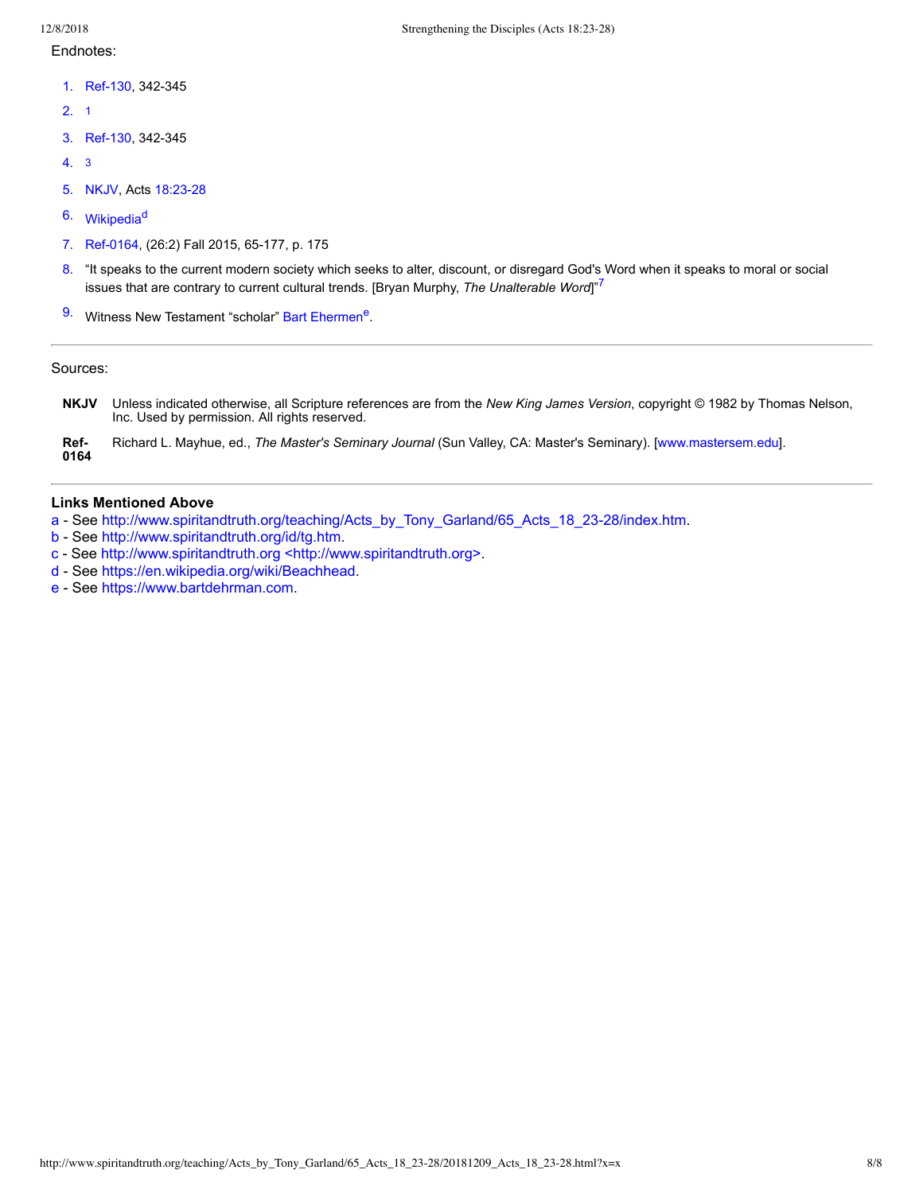Endnotes:

1. Ref-130, 342-345
2. 1
3. Ref-130, 342-345
4. 3
5. NKJV, Acts 18:23-28
6. Wikipedia[d]
7. Ref-0164, (26:2) Fall 2015, 65-177, p. 175
8. "It speaks to the current modern society which seeks to alter, discount, or disregard God's Word when it speaks to moral or social issues that are contrary to current cultural trends. [Bryan Murphy, *The Unalterable Word*]"[7]
9. Witness New Testament "scholar" Bart Ehermen[e].

---

Sources:

**NKJV** Unless indicated otherwise, all Scripture references are from the *New King James Version*, copyright © 1982 by Thomas Nelson, Inc. Used by permission. All rights reserved.

**Ref-0164** Richard L. Mayhue, ed., *The Master's Seminary Journal* (Sun Valley, CA: Master's Seminary). [www.mastersem.edu].

---

**Links Mentioned Above**

a - See http://www.spiritandtruth.org/teaching/Acts_by_Tony_Garland/65_Acts_18_23-28/index.htm.
b - See http://www.spiritandtruth.org/id/tg.htm.
c - See http://www.spiritandtruth.org <http://www.spiritandtruth.org>.
d - See https://en.wikipedia.org/wiki/Beachhead.
e - See https://www.bartdehrman.com.